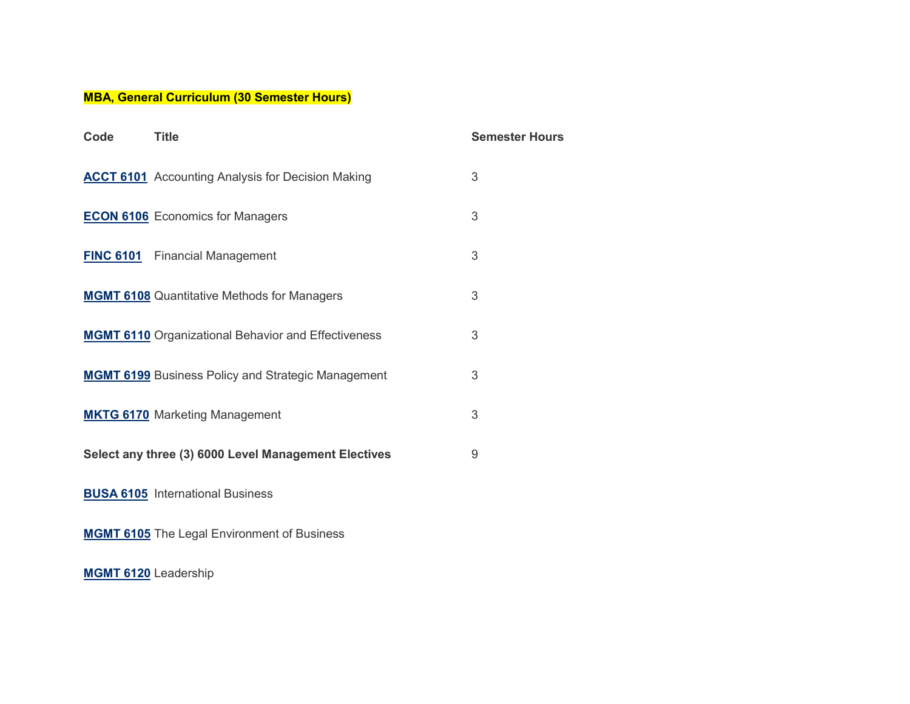**MBA, General Curriculum (30 Semester Hours)**

| Code | Title | Semester Hours |
|---|---|---|
| **ACCT 6101** | Accounting Analysis for Decision Making | 3 |
| **ECON 6106** | Economics for Managers | 3 |
| **FINC 6101** | Financial Management | 3 |
| **MGMT 6108** | Quantitative Methods for Managers | 3 |
| **MGMT 6110** | Organizational Behavior and Effectiveness | 3 |
| **MGMT 6199** | Business Policy and Strategic Management | 3 |
| **MKTG 6170** | Marketing Management | 3 |
| **Select any three (3) 6000 Level Management Electives** | | 9 |
| **BUSA 6105** | International Business | |
| **MGMT 6105** | The Legal Environment of Business | |
| **MGMT 6120** | Leadership | |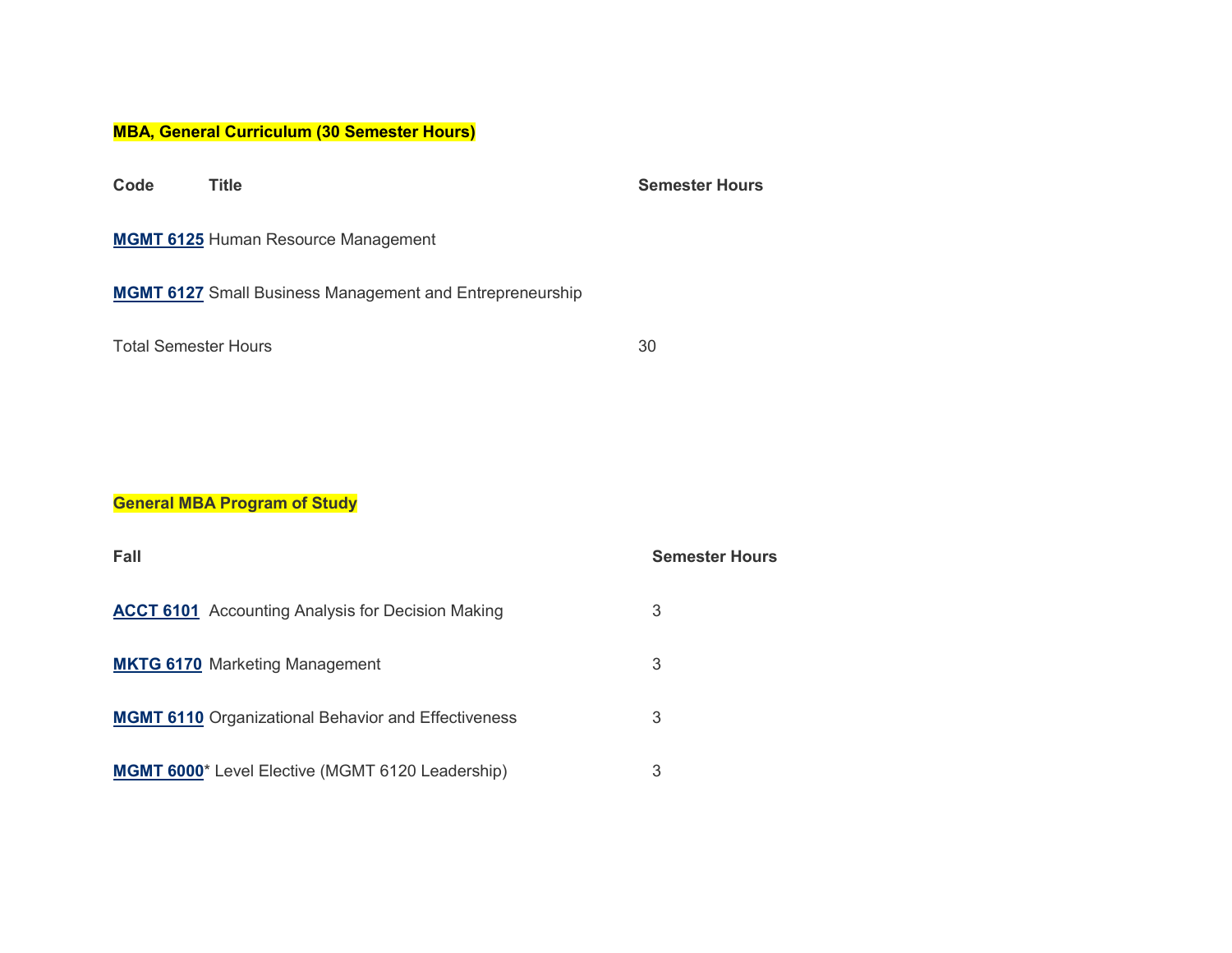**MBA, General Curriculum (30 Semester Hours)**

| Code | Title | Semester Hours |
|---|---|---|
| MGMT 6125 | Human Resource Management | |
| MGMT 6127 | Small Business Management and Entrepreneurship | |
| Total Semester Hours | | 30 |

**General MBA Program of Study**

| Fall | | Semester Hours |
|---|---|---|
| ACCT 6101 | Accounting Analysis for Decision Making | 3 |
| MKTG 6170 | Marketing Management | 3 |
| MGMT 6110 | Organizational Behavior and Effectiveness | 3 |
| MGMT 6000* | Level Elective (MGMT 6120 Leadership) | 3 |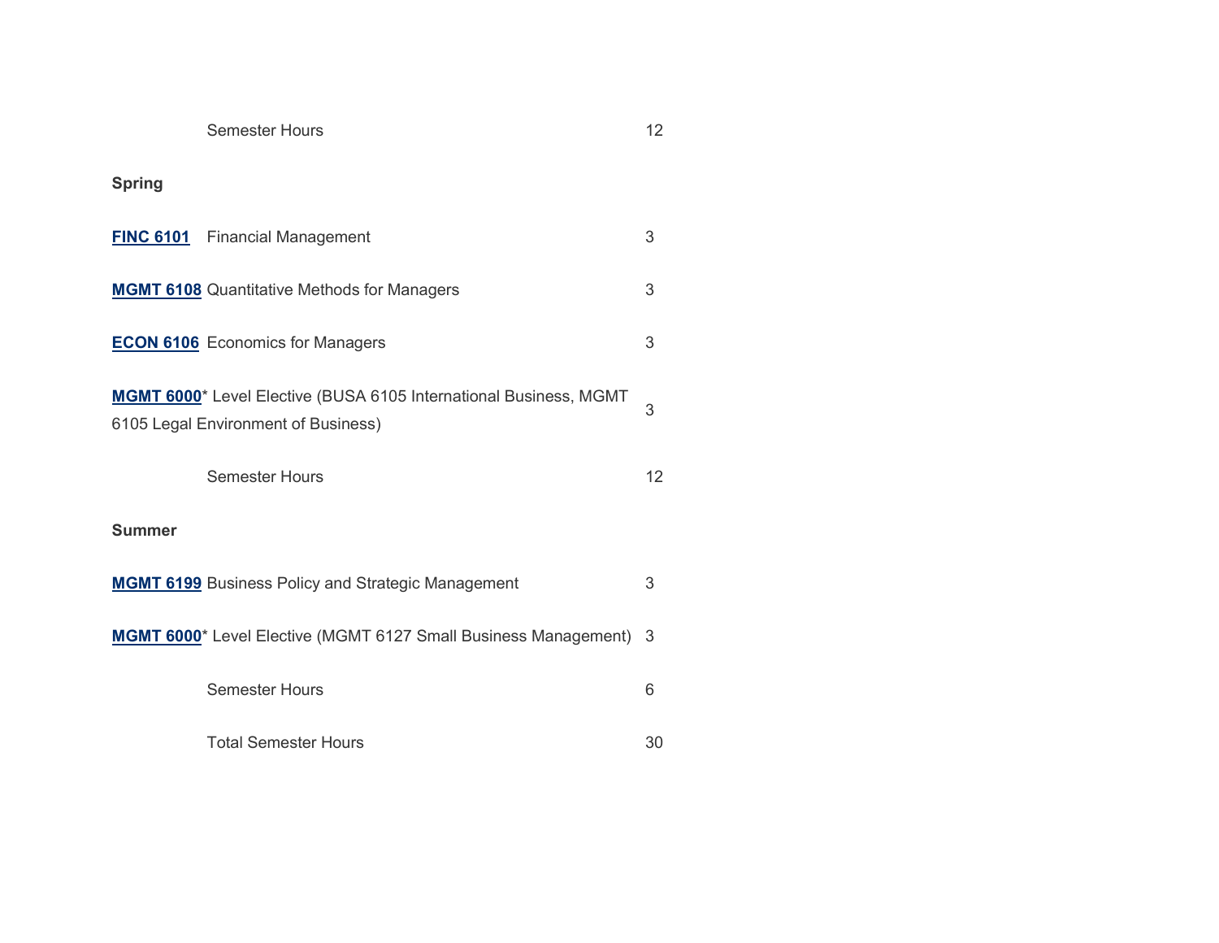| | | |
|---|---|---|
| | Semester Hours | 12 |
| **Spring** | | |
| **FINC 6101** | Financial Management | 3 |
| **MGMT 6108** | Quantitative Methods for Managers | 3 |
| **ECON 6106** | Economics for Managers | 3 |
| **MGMT 6000*** Level Elective (BUSA 6105 International Business, MGMT 6105 Legal Environment of Business) | | 3 |
| | Semester Hours | 12 |
| **Summer** | | |
| **MGMT 6199** | Business Policy and Strategic Management | 3 |
| **MGMT 6000*** Level Elective (MGMT 6127 Small Business Management) | | 3 |
| | Semester Hours | 6 |
| | Total Semester Hours | 30 |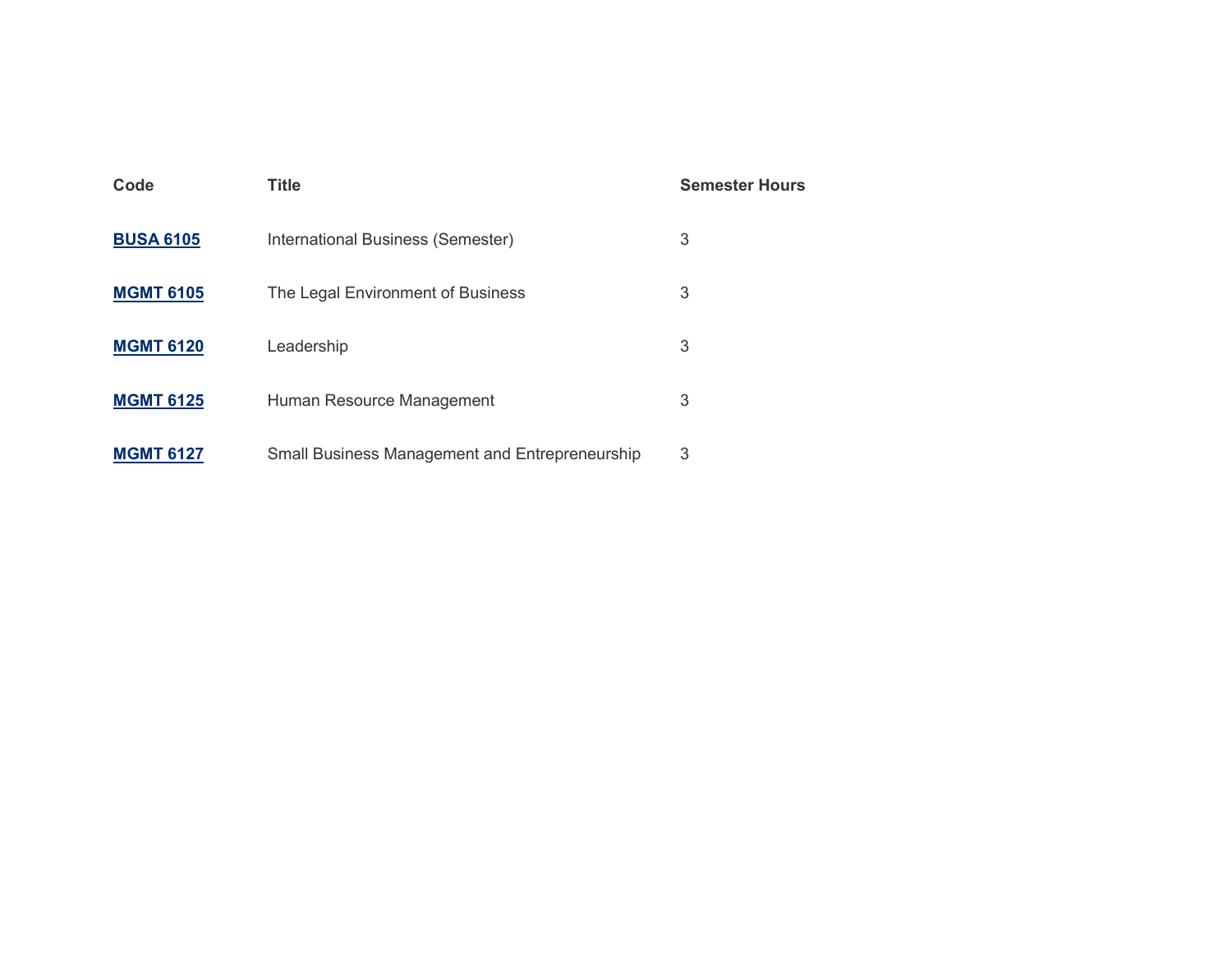| Code | Title | Semester Hours |
| --- | --- | --- |
| **BUSA 6105** | International Business (Semester) | 3 |
| **MGMT 6105** | The Legal Environment of Business | 3 |
| **MGMT 6120** | Leadership | 3 |
| **MGMT 6125** | Human Resource Management | 3 |
| **MGMT 6127** | Small Business Management and Entrepreneurship | 3 |